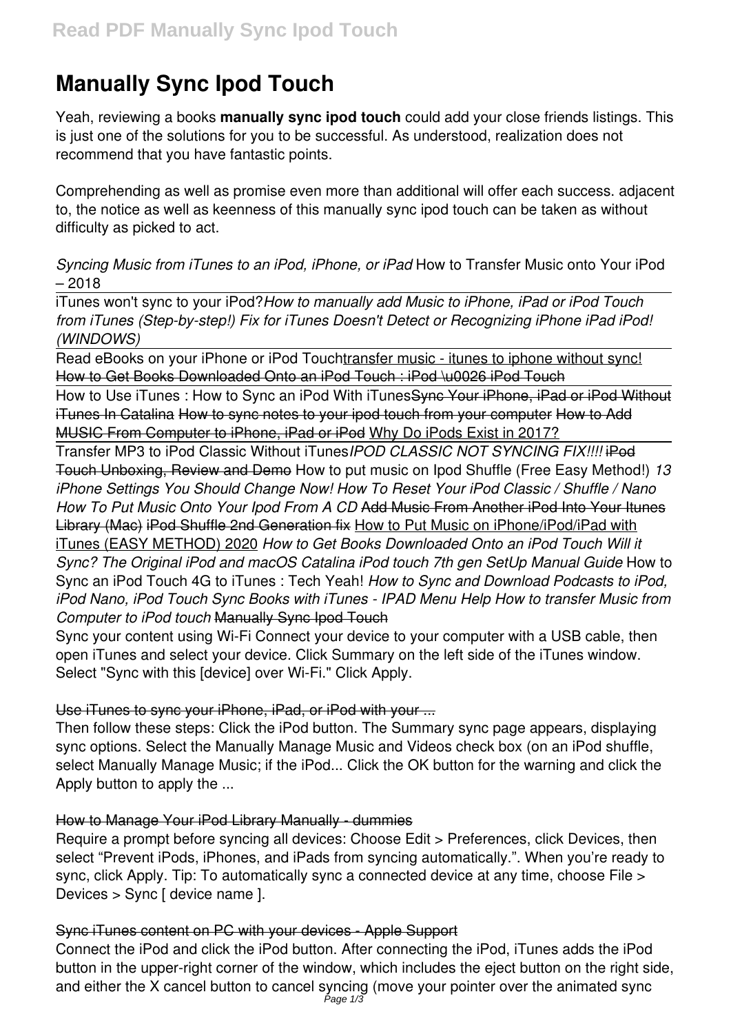# Manually Sync Ipod Touch

Yeah, reviewing a books **manually sync ipod touch** could add your close friends listings. This is just one of the solutions for you to be successful. As understood, realization does not recommend that you have fantastic points.

Comprehending as well as promise even more than additional will offer each success. adjacent to, the notice as well as keenness of this manually sync ipod touch can be taken as without difficulty as picked to act.

*Syncing Music from iTunes to an iPod, iPhone, or iPad* How to Transfer Music onto Your iPod – 2018

iTunes won't sync to your iPod?*How to manually add Music to iPhone, iPad or iPod Touch from iTunes (Step-by-step!) Fix for iTunes Doesn't Detect or Recognizing iPhone iPad iPod! (WINDOWS)*

Read eBooks on your iPhone or iPod Touch transfer music - itunes to iphone without sync! How to Get Books Downloaded Onto an iPod Touch : iPod \u0026 iPod Touch

How to Use iTunes : How to Sync an iPod With iTunes Sync Your iPhone, iPad or iPod Without iTunes In Catalina How to sync notes to your ipod touch from your computer How to Add MUSIC From Computer to iPhone, iPad or iPod Why Do iPods Exist in 2017?

Transfer MP3 to iPod Classic Without iTunes *IPOD CLASSIC NOT SYNCING FIX!!!!* iPod Touch Unboxing, Review and Demo How to put music on Ipod Shuffle (Free Easy Method!) *13 iPhone Settings You Should Change Now! How To Reset Your iPod Classic / Shuffle / Nano How To Put Music Onto Your Ipod From A CD* Add Music From Another iPod Into Your Itunes Library (Mac) iPod Shuffle 2nd Generation fix How to Put Music on iPhone/iPod/iPad with iTunes (EASY METHOD) 2020 *How to Get Books Downloaded Onto an iPod Touch Will it Sync? The Original iPod and macOS Catalina iPod touch 7th gen SetUp Manual Guide* How to Sync an iPod Touch 4G to iTunes : Tech Yeah! *How to Sync and Download Podcasts to iPod, iPod Nano, iPod Touch Sync Books with iTunes - IPAD Menu Help How to transfer Music from Computer to iPod touch* Manually Sync Ipod Touch

Sync your content using Wi-Fi Connect your device to your computer with a USB cable, then open iTunes and select your device. Click Summary on the left side of the iTunes window. Select "Sync with this [device] over Wi-Fi." Click Apply.

## Use iTunes to sync your iPhone, iPad, or iPod with your ...

Then follow these steps: Click the iPod button. The Summary sync page appears, displaying sync options. Select the Manually Manage Music and Videos check box (on an iPod shuffle, select Manually Manage Music; if the iPod... Click the OK button for the warning and click the Apply button to apply the ...

## How to Manage Your iPod Library Manually - dummies

Require a prompt before syncing all devices: Choose Edit > Preferences, click Devices, then select "Prevent iPods, iPhones, and iPads from syncing automatically.". When you're ready to sync, click Apply. Tip: To automatically sync a connected device at any time, choose File > Devices > Sync [ device name ].

## Sync iTunes content on PC with your devices - Apple Support

Connect the iPod and click the iPod button. After connecting the iPod, iTunes adds the iPod button in the upper-right corner of the window, which includes the eject button on the right side, and either the X cancel button to cancel syncing (move your pointer over the animated sync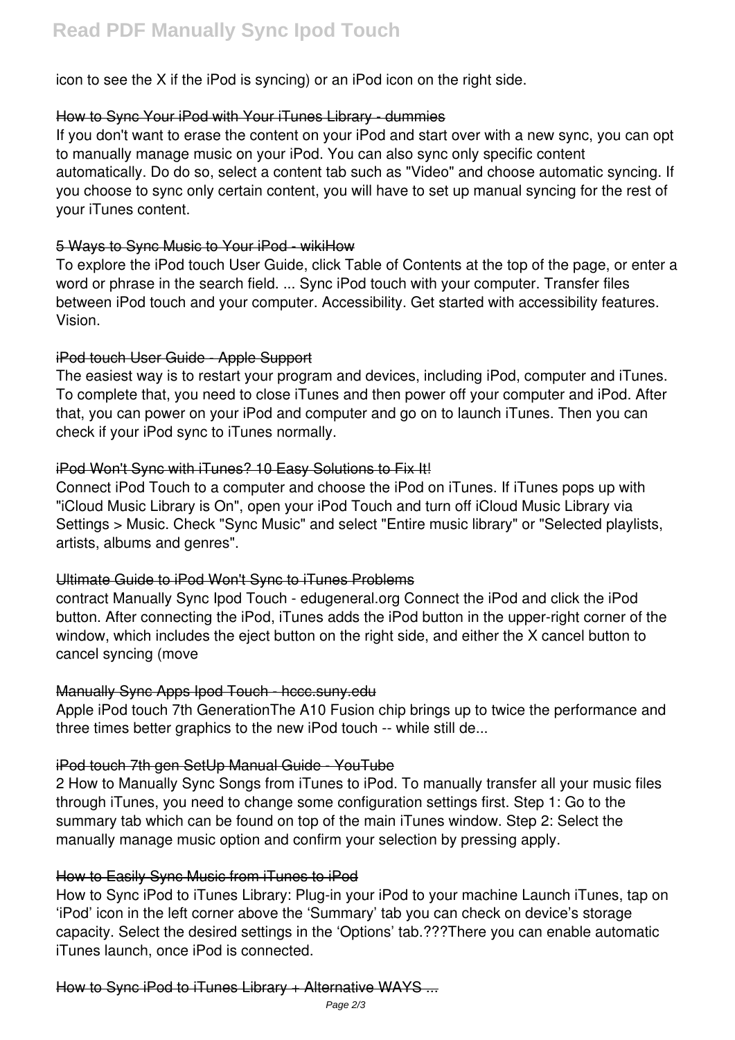icon to see the X if the iPod is syncing) or an iPod icon on the right side.

### How to Sync Your iPod with Your iTunes Library - dummies

If you don't want to erase the content on your iPod and start over with a new sync, you can opt to manually manage music on your iPod. You can also sync only specific content automatically. Do do so, select a content tab such as "Video" and choose automatic syncing. If you choose to sync only certain content, you will have to set up manual syncing for the rest of your iTunes content.

### 5 Ways to Sync Music to Your iPod - wikiHow

To explore the iPod touch User Guide, click Table of Contents at the top of the page, or enter a word or phrase in the search field. ... Sync iPod touch with your computer. Transfer files between iPod touch and your computer. Accessibility. Get started with accessibility features. Vision.

### iPod touch User Guide - Apple Support

The easiest way is to restart your program and devices, including iPod, computer and iTunes. To complete that, you need to close iTunes and then power off your computer and iPod. After that, you can power on your iPod and computer and go on to launch iTunes. Then you can check if your iPod sync to iTunes normally.

### iPod Won't Sync with iTunes? 10 Easy Solutions to Fix It!

Connect iPod Touch to a computer and choose the iPod on iTunes. If iTunes pops up with "iCloud Music Library is On", open your iPod Touch and turn off iCloud Music Library via Settings > Music. Check "Sync Music" and select "Entire music library" or "Selected playlists, artists, albums and genres".

### Ultimate Guide to iPod Won't Sync to iTunes Problems

contract Manually Sync Ipod Touch - edugeneral.org Connect the iPod and click the iPod button. After connecting the iPod, iTunes adds the iPod button in the upper-right corner of the window, which includes the eject button on the right side, and either the X cancel button to cancel syncing (move

### Manually Sync Apps Ipod Touch - hccc.suny.edu

Apple iPod touch 7th GenerationThe A10 Fusion chip brings up to twice the performance and three times better graphics to the new iPod touch -- while still de...

### iPod touch 7th gen SetUp Manual Guide - YouTube

2 How to Manually Sync Songs from iTunes to iPod. To manually transfer all your music files through iTunes, you need to change some configuration settings first. Step 1: Go to the summary tab which can be found on top of the main iTunes window. Step 2: Select the manually manage music option and confirm your selection by pressing apply.

### How to Easily Sync Music from iTunes to iPod

How to Sync iPod to iTunes Library: Plug-in your iPod to your machine Launch iTunes, tap on 'iPod' icon in the left corner above the 'Summary' tab you can check on device's storage capacity. Select the desired settings in the 'Options' tab.???There you can enable automatic iTunes launch, once iPod is connected.

### How to Sync iPod to iTunes Library + Alternative WAYS ...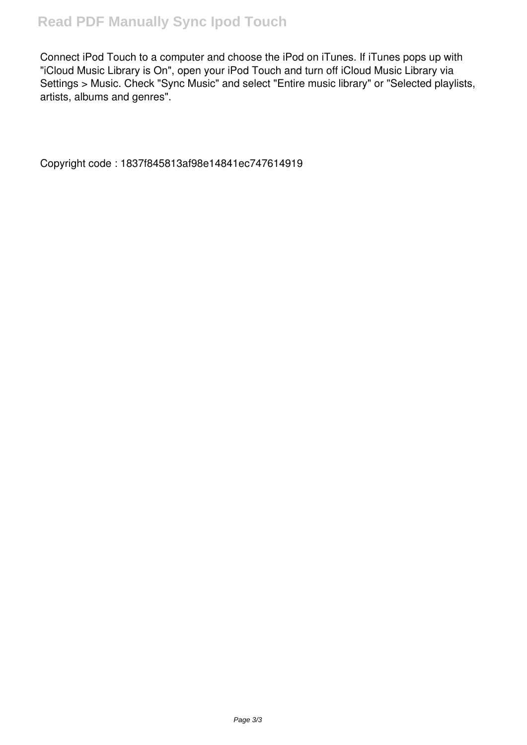Connect iPod Touch to a computer and choose the iPod on iTunes. If iTunes pops up with "iCloud Music Library is On", open your iPod Touch and turn off iCloud Music Library via Settings > Music. Check "Sync Music" and select "Entire music library" or "Selected playlists, artists, albums and genres".

Copyright code : 1837f845813af98e14841ec747614919